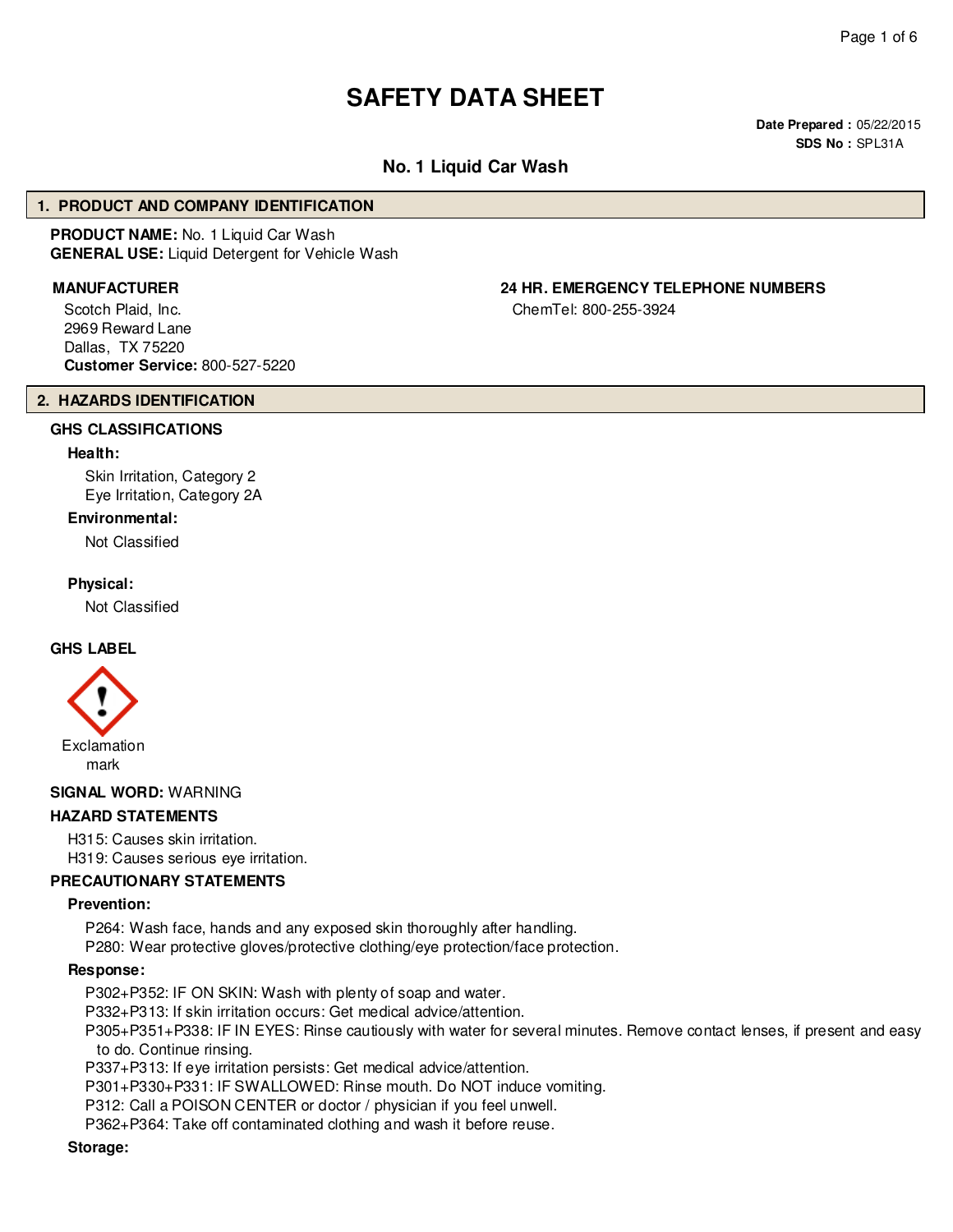# SAFETY DATA SHEET

**Date Prepared :** 05/22/2015
**SDS No :** SPL31A

## No. 1 Liquid Car Wash

## 1. PRODUCT AND COMPANY IDENTIFICATION

**PRODUCT NAME:** No. 1 Liquid Car Wash
**GENERAL USE:** Liquid Detergent for Vehicle Wash

**MANUFACTURER**

Scotch Plaid, Inc.
2969 Reward Lane
Dallas, TX 75220
**Customer Service:** 800-527-5220

**24 HR. EMERGENCY TELEPHONE NUMBERS**

ChemTel: 800-255-3924

## 2. HAZARDS IDENTIFICATION

**GHS CLASSIFICATIONS**

**Health:**

Skin Irritation, Category 2
Eye Irritation, Category 2A

**Environmental:**

Not Classified

**Physical:**

Not Classified

**GHS LABEL**

Exclamation mark

**SIGNAL WORD:** WARNING

**HAZARD STATEMENTS**

H315: Causes skin irritation.
H319: Causes serious eye irritation.

**PRECAUTIONARY STATEMENTS**

**Prevention:**

P264: Wash face, hands and any exposed skin thoroughly after handling.
P280: Wear protective gloves/protective clothing/eye protection/face protection.

**Response:**

P302+P352: IF ON SKIN: Wash with plenty of soap and water.
P332+P313: If skin irritation occurs: Get medical advice/attention.
P305+P351+P338: IF IN EYES: Rinse cautiously with water for several minutes. Remove contact lenses, if present and easy to do. Continue rinsing.
P337+P313: If eye irritation persists: Get medical advice/attention.
P301+P330+P331: IF SWALLOWED: Rinse mouth. Do NOT induce vomiting.
P312: Call a POISON CENTER or doctor / physician if you feel unwell.
P362+P364: Take off contaminated clothing and wash it before reuse.

**Storage:**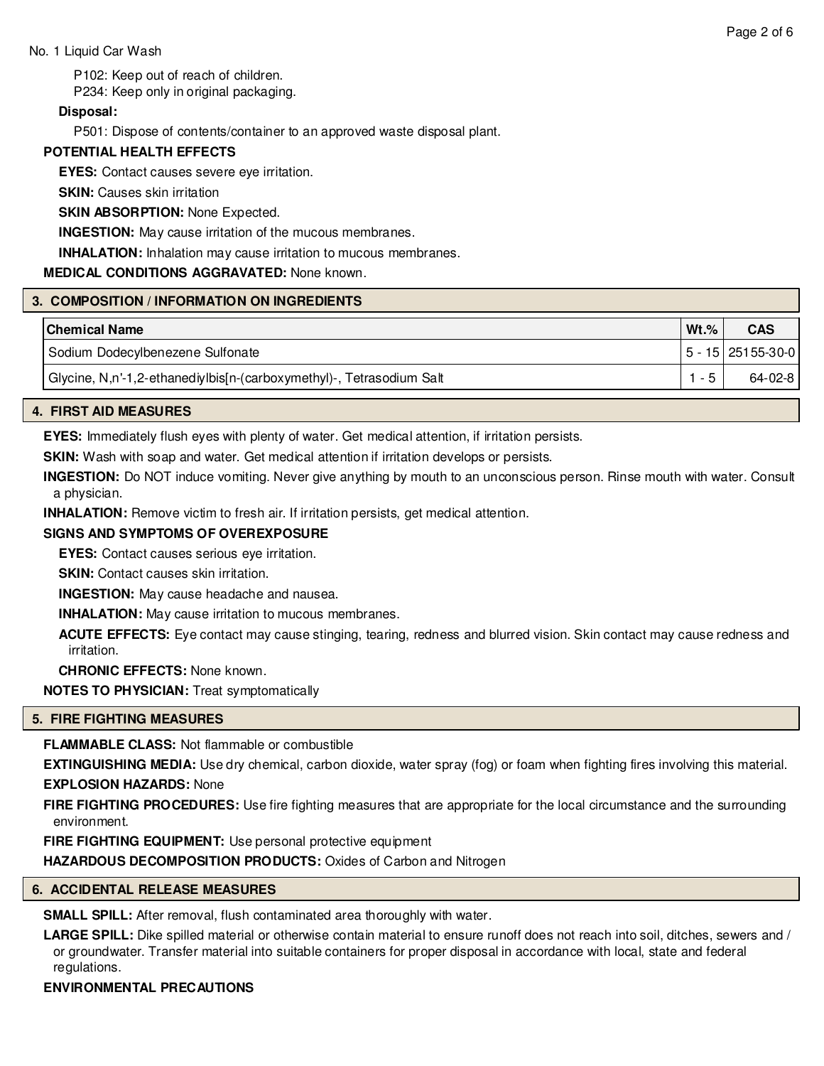P102: Keep out of reach of children.
P234: Keep only in original packaging.

**Disposal:**

P501: Dispose of contents/container to an approved waste disposal plant.

**POTENTIAL HEALTH EFFECTS**

**EYES:** Contact causes severe eye irritation.

**SKIN:** Causes skin irritation

**SKIN ABSORPTION:** None Expected.

**INGESTION:** May cause irritation of the mucous membranes.

**INHALATION:** Inhalation may cause irritation to mucous membranes.

**MEDICAL CONDITIONS AGGRAVATED:** None known.

## 3. COMPOSITION / INFORMATION ON INGREDIENTS

| Chemical Name | Wt.% | CAS |
| --- | --- | --- |
| Sodium Dodecylbenezene Sulfonate | 5 - 15 | 25155-30-0 |
| Glycine, N,n'-1,2-ethanediylbis[n-(carboxymethyl)-, Tetrasodium Salt | 1 - 5 | 64-02-8 |

## 4. FIRST AID MEASURES

**EYES:** Immediately flush eyes with plenty of water. Get medical attention, if irritation persists.

**SKIN:** Wash with soap and water. Get medical attention if irritation develops or persists.

**INGESTION:** Do NOT induce vomiting. Never give anything by mouth to an unconscious person. Rinse mouth with water. Consult a physician.

**INHALATION:** Remove victim to fresh air. If irritation persists, get medical attention.

**SIGNS AND SYMPTOMS OF OVEREXPOSURE**

**EYES:** Contact causes serious eye irritation.

**SKIN:** Contact causes skin irritation.

**INGESTION:** May cause headache and nausea.

**INHALATION:** May cause irritation to mucous membranes.

**ACUTE EFFECTS:** Eye contact may cause stinging, tearing, redness and blurred vision. Skin contact may cause redness and irritation.

**CHRONIC EFFECTS:** None known.

**NOTES TO PHYSICIAN:** Treat symptomatically

## 5. FIRE FIGHTING MEASURES

**FLAMMABLE CLASS:** Not flammable or combustible

**EXTINGUISHING MEDIA:** Use dry chemical, carbon dioxide, water spray (fog) or foam when fighting fires involving this material.

**EXPLOSION HAZARDS:** None

**FIRE FIGHTING PROCEDURES:** Use fire fighting measures that are appropriate for the local circumstance and the surrounding environment.

**FIRE FIGHTING EQUIPMENT:** Use personal protective equipment

**HAZARDOUS DECOMPOSITION PRODUCTS:** Oxides of Carbon and Nitrogen

## 6. ACCIDENTAL RELEASE MEASURES

**SMALL SPILL:** After removal, flush contaminated area thoroughly with water.

**LARGE SPILL:** Dike spilled material or otherwise contain material to ensure runoff does not reach into soil, ditches, sewers and / or groundwater. Transfer material into suitable containers for proper disposal in accordance with local, state and federal regulations.

**ENVIRONMENTAL PRECAUTIONS**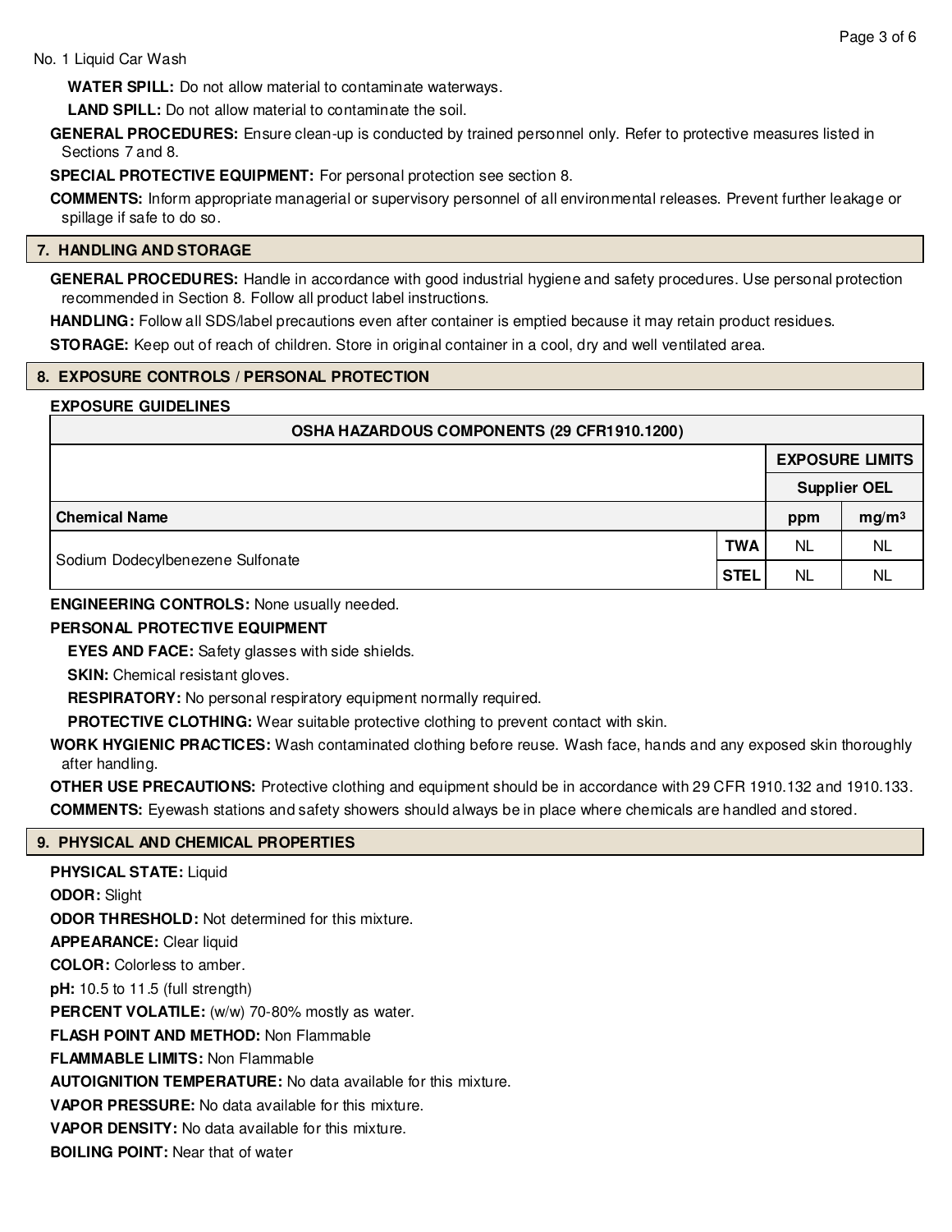**WATER SPILL:** Do not allow material to contaminate waterways.

**LAND SPILL:** Do not allow material to contaminate the soil.

**GENERAL PROCEDURES:** Ensure clean-up is conducted by trained personnel only. Refer to protective measures listed in Sections 7 and 8.

**SPECIAL PROTECTIVE EQUIPMENT:** For personal protection see section 8.

**COMMENTS:** Inform appropriate managerial or supervisory personnel of all environmental releases. Prevent further leakage or spillage if safe to do so.

## 7. HANDLING AND STORAGE

**GENERAL PROCEDURES:** Handle in accordance with good industrial hygiene and safety procedures. Use personal protection recommended in Section 8. Follow all product label instructions.

**HANDLING:** Follow all SDS/label precautions even after container is emptied because it may retain product residues.

**STORAGE:** Keep out of reach of children. Store in original container in a cool, dry and well ventilated area.

## 8. EXPOSURE CONTROLS / PERSONAL PROTECTION

**EXPOSURE GUIDELINES**

| OSHA HAZARDOUS COMPONENTS (29 CFR1910.1200) | | | |
|---|---|---|---|
| | | EXPOSURE LIMITS | |
| | | Supplier OEL | |
| **Chemical Name** | | **ppm** | **mg/m$^3$** |
| Sodium Dodecylbenezene Sulfonate | **TWA** | NL | NL |
| | **STEL** | NL | NL |

**ENGINEERING CONTROLS:** None usually needed.

**PERSONAL PROTECTIVE EQUIPMENT**

**EYES AND FACE:** Safety glasses with side shields.

**SKIN:** Chemical resistant gloves.

**RESPIRATORY:** No personal respiratory equipment normally required.

**PROTECTIVE CLOTHING:** Wear suitable protective clothing to prevent contact with skin.

**WORK HYGIENIC PRACTICES:** Wash contaminated clothing before reuse. Wash face, hands and any exposed skin thoroughly after handling.

**OTHER USE PRECAUTIONS:** Protective clothing and equipment should be in accordance with 29 CFR 1910.132 and 1910.133.

**COMMENTS:** Eyewash stations and safety showers should always be in place where chemicals are handled and stored.

## 9. PHYSICAL AND CHEMICAL PROPERTIES

**PHYSICAL STATE:** Liquid

**ODOR:** Slight

**ODOR THRESHOLD:** Not determined for this mixture.

**APPEARANCE:** Clear liquid

**COLOR:** Colorless to amber.

**pH:** 10.5 to 11.5 (full strength)

**PERCENT VOLATILE:** (w/w) 70-80% mostly as water.

**FLASH POINT AND METHOD:** Non Flammable

**FLAMMABLE LIMITS:** Non Flammable

**AUTOIGNITION TEMPERATURE:** No data available for this mixture.

**VAPOR PRESSURE:** No data available for this mixture.

**VAPOR DENSITY:** No data available for this mixture.

**BOILING POINT:** Near that of water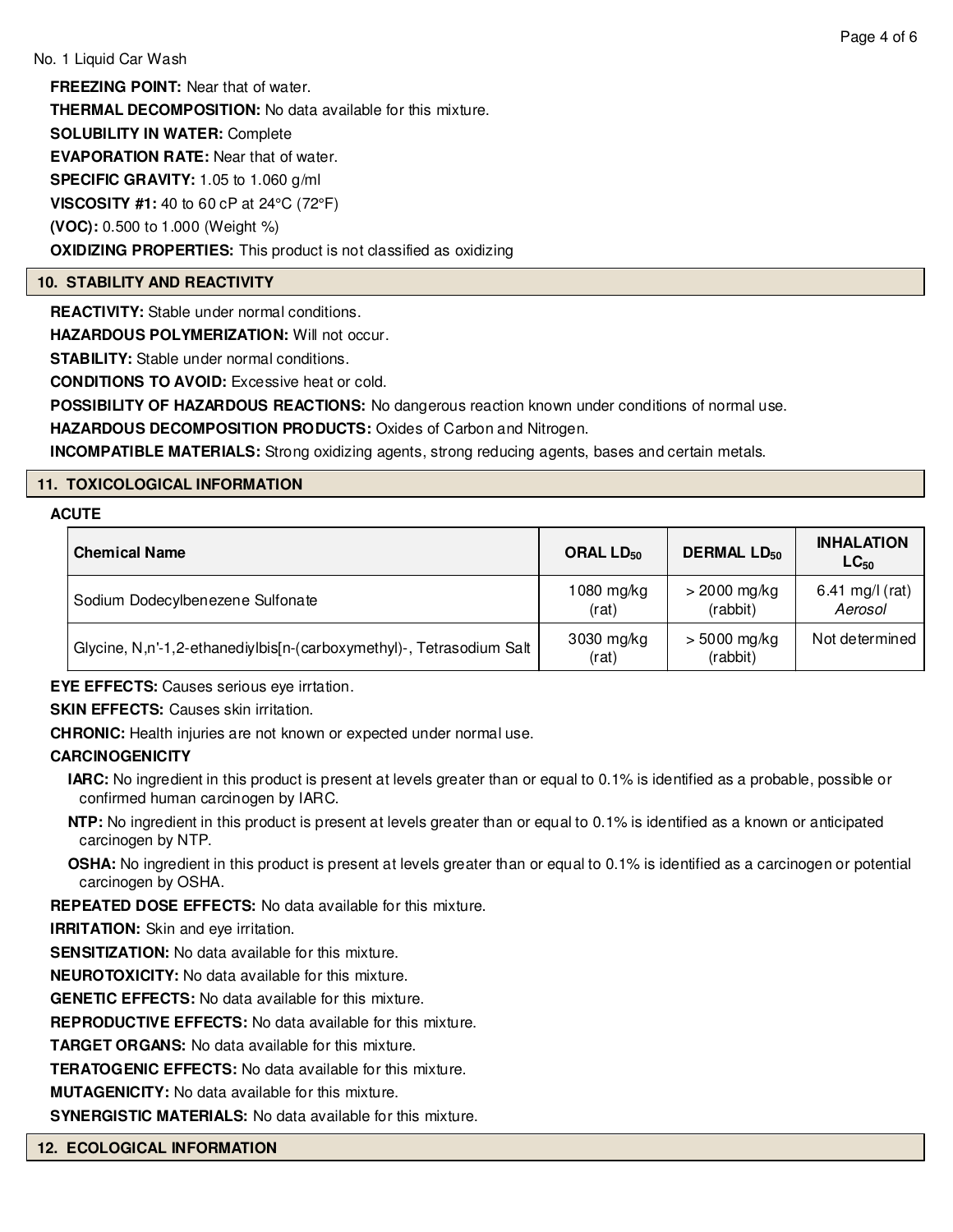**FREEZING POINT:** Near that of water.

**THERMAL DECOMPOSITION:** No data available for this mixture.

**SOLUBILITY IN WATER:** Complete

**EVAPORATION RATE:** Near that of water.

**SPECIFIC GRAVITY:** 1.05 to 1.060 g/ml

**VISCOSITY #1:** 40 to 60 cP at 24°C (72°F)

**(VOC):** 0.500 to 1.000 (Weight %)

**OXIDIZING PROPERTIES:** This product is not classified as oxidizing

## 10. STABILITY AND REACTIVITY

**REACTIVITY:** Stable under normal conditions.

**HAZARDOUS POLYMERIZATION:** Will not occur.

**STABILITY:** Stable under normal conditions.

**CONDITIONS TO AVOID:** Excessive heat or cold.

**POSSIBILITY OF HAZARDOUS REACTIONS:** No dangerous reaction known under conditions of normal use.

**HAZARDOUS DECOMPOSITION PRODUCTS:** Oxides of Carbon and Nitrogen.

**INCOMPATIBLE MATERIALS:** Strong oxidizing agents, strong reducing agents, bases and certain metals.

## 11. TOXICOLOGICAL INFORMATION

### ACUTE

| Chemical Name | ORAL $LD_{50}$ | DERMAL $LD_{50}$ | INHALATION $LC_{50}$ |
|---|---|---|---|
| Sodium Dodecylbenezene Sulfonate | 1080 mg/kg (rat) | > 2000 mg/kg (rabbit) | 6.41 mg/l (rat) *Aerosol* |
| Glycine, N,n'-1,2-ethanediylbis[n-(carboxymethyl)-, Tetrasodium Salt | 3030 mg/kg (rat) | > 5000 mg/kg (rabbit) | Not determined |

**EYE EFFECTS:** Causes serious eye irrtation.

**SKIN EFFECTS:** Causes skin irritation.

**CHRONIC:** Health injuries are not known or expected under normal use.

**CARCINOGENICITY**

**IARC:** No ingredient in this product is present at levels greater than or equal to 0.1% is identified as a probable, possible or confirmed human carcinogen by IARC.

**NTP:** No ingredient in this product is present at levels greater than or equal to 0.1% is identified as a known or anticipated carcinogen by NTP.

**OSHA:** No ingredient in this product is present at levels greater than or equal to 0.1% is identified as a carcinogen or potential carcinogen by OSHA.

**REPEATED DOSE EFFECTS:** No data available for this mixture.

**IRRITATION:** Skin and eye irritation.

**SENSITIZATION:** No data available for this mixture.

**NEUROTOXICITY:** No data available for this mixture.

**GENETIC EFFECTS:** No data available for this mixture.

**REPRODUCTIVE EFFECTS:** No data available for this mixture.

**TARGET ORGANS:** No data available for this mixture.

**TERATOGENIC EFFECTS:** No data available for this mixture.

**MUTAGENICITY:** No data available for this mixture.

**SYNERGISTIC MATERIALS:** No data available for this mixture.

## 12. ECOLOGICAL INFORMATION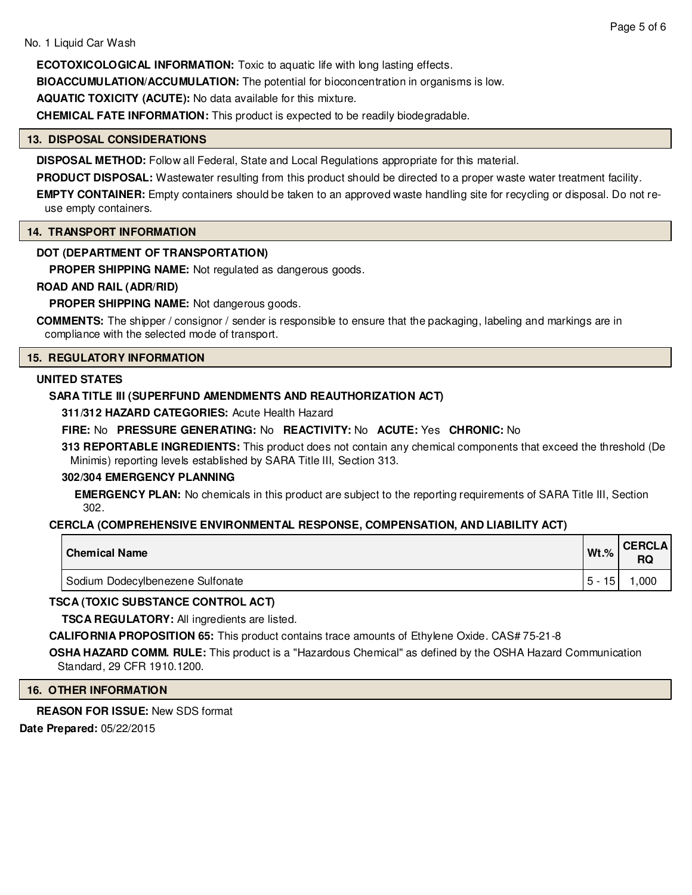**ECOTOXICOLOGICAL INFORMATION:** Toxic to aquatic life with long lasting effects.

**BIOACCUMULATION/ACCUMULATION:** The potential for bioconcentration in organisms is low.

**AQUATIC TOXICITY (ACUTE):** No data available for this mixture.

**CHEMICAL FATE INFORMATION:** This product is expected to be readily biodegradable.

## 13. DISPOSAL CONSIDERATIONS

**DISPOSAL METHOD:** Follow all Federal, State and Local Regulations appropriate for this material.

**PRODUCT DISPOSAL:** Wastewater resulting from this product should be directed to a proper waste water treatment facility.

**EMPTY CONTAINER:** Empty containers should be taken to an approved waste handling site for recycling or disposal. Do not re-use empty containers.

## 14. TRANSPORT INFORMATION

**DOT (DEPARTMENT OF TRANSPORTATION)**

**PROPER SHIPPING NAME:** Not regulated as dangerous goods.

**ROAD AND RAIL (ADR/RID)**

**PROPER SHIPPING NAME:** Not dangerous goods.

**COMMENTS:** The shipper / consignor / sender is responsible to ensure that the packaging, labeling and markings are in compliance with the selected mode of transport.

## 15. REGULATORY INFORMATION

**UNITED STATES**

**SARA TITLE III (SUPERFUND AMENDMENTS AND REAUTHORIZATION ACT)**

**311/312 HAZARD CATEGORIES:** Acute Health Hazard

**FIRE:** No **PRESSURE GENERATING:** No **REACTIVITY:** No **ACUTE:** Yes **CHRONIC:** No

**313 REPORTABLE INGREDIENTS:** This product does not contain any chemical components that exceed the threshold (De Minimis) reporting levels established by SARA Title III, Section 313.

**302/304 EMERGENCY PLANNING**

**EMERGENCY PLAN:** No chemicals in this product are subject to the reporting requirements of SARA Title III, Section 302.

**CERCLA (COMPREHENSIVE ENVIRONMENTAL RESPONSE, COMPENSATION, AND LIABILITY ACT)**

| Chemical Name | Wt.% | CERCLA RQ |
|---|---|---|
| Sodium Dodecylbenezene Sulfonate | 5 - 15 | 1,000 |

**TSCA (TOXIC SUBSTANCE CONTROL ACT)**

**TSCA REGULATORY:** All ingredients are listed.

**CALIFORNIA PROPOSITION 65:** This product contains trace amounts of Ethylene Oxide. CAS# 75-21-8

**OSHA HAZARD COMM. RULE:** This product is a "Hazardous Chemical" as defined by the OSHA Hazard Communication Standard, 29 CFR 1910.1200.

## 16. OTHER INFORMATION

**REASON FOR ISSUE:** New SDS format

**Date Prepared:** 05/22/2015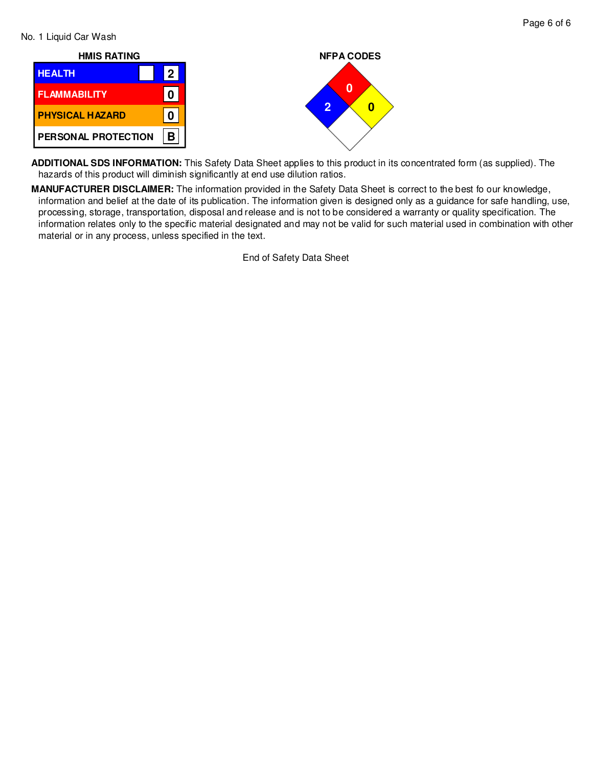No. 1 Liquid Car Wash

**HMIS RATING**

| | |
|---|---|
| HEALTH | 2 |
| FLAMMABILITY | 0 |
| PHYSICAL HAZARD | 0 |
| PERSONAL PROTECTION | B |

**NFPA CODES**

0

2

0

**ADDITIONAL SDS INFORMATION:** This Safety Data Sheet applies to this product in its concentrated form (as supplied). The hazards of this product will diminish significantly at end use dilution ratios.

**MANUFACTURER DISCLAIMER:** The information provided in the Safety Data Sheet is correct to the best fo our knowledge, information and belief at the date of its publication. The information given is designed only as a guidance for safe handling, use, processing, storage, transportation, disposal and release and is not to be considered a warranty or quality specification. The information relates only to the specific material designated and may not be valid for such material used in combination with other material or in any process, unless specified in the text.

End of Safety Data Sheet